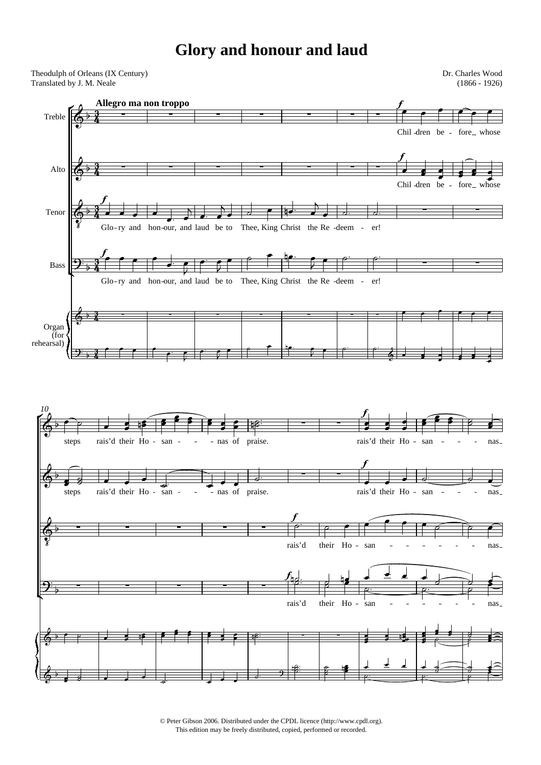# Glory and honour and laud

Theodulph of Orleans (IX Century)
Translated by J. M. Neale

Dr. Charles Wood
(1866 - 1926)

Allegro ma non troppo

Treble, Alto, Tenor, Bass, Organ (for rehearsal)

Glo-ry and hon-our, and laud be to Thee, King Christ the Re-deem-er!

Chil-dren be-fore whose steps rais'd their Ho-san-nas of praise.

rais'd their Ho-san-nas

© Peter Gibson 2006. Distributed under the CPDL licence (http://www.cpdl.org).
This edition may be freely distributed, copied, performed or recorded.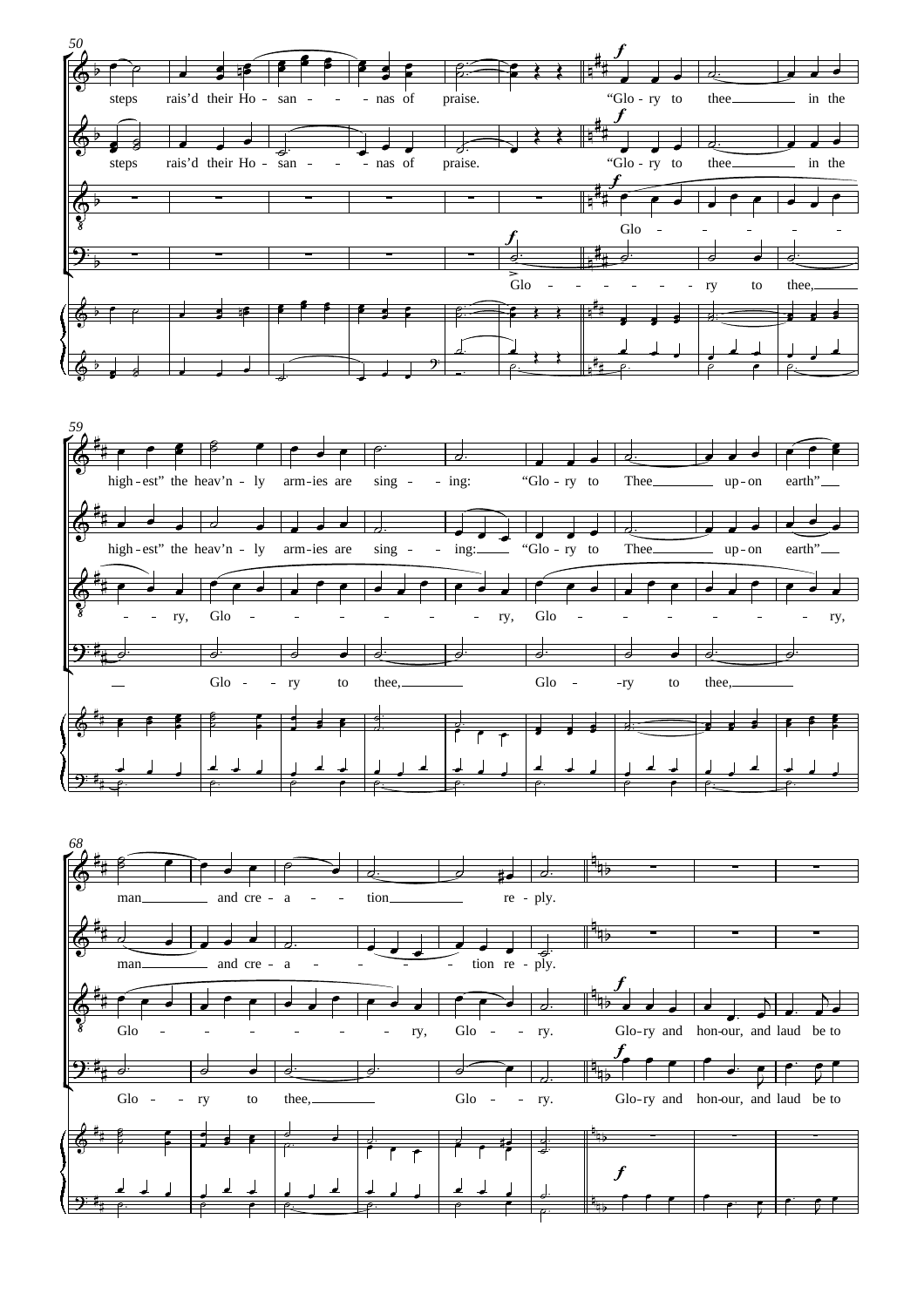50

steps rais'd their Ho - san - - - nas of praise. "Glo - ry to thee in the

steps rais'd their Ho - san - - - nas of praise. "Glo - ry to thee in the

Glo - - - - - -

Glo - - - - - - - ry to thee,

59

high - est" the heav'n - ly arm - ies are sing - - ing: "Glo - ry to Thee up - on earth"

high - est" the heav'n - ly arm - ies are sing - - ing: "Glo - ry to Thee up - on earth"

- - ry, Glo - - - - - - - ry, Glo - - - - - - - ry,

Glo - - ry to thee, Glo - -ry to thee,

68

man and cre - a - - tion re - ply.

man and cre - a - - - - - tion re - ply.

Glo - - - - - - - ry, Glo - - ry. Glo - ry and hon - our, and laud be to

Glo - - ry to thee, Glo - - ry. Glo - ry and hon - our, and laud be to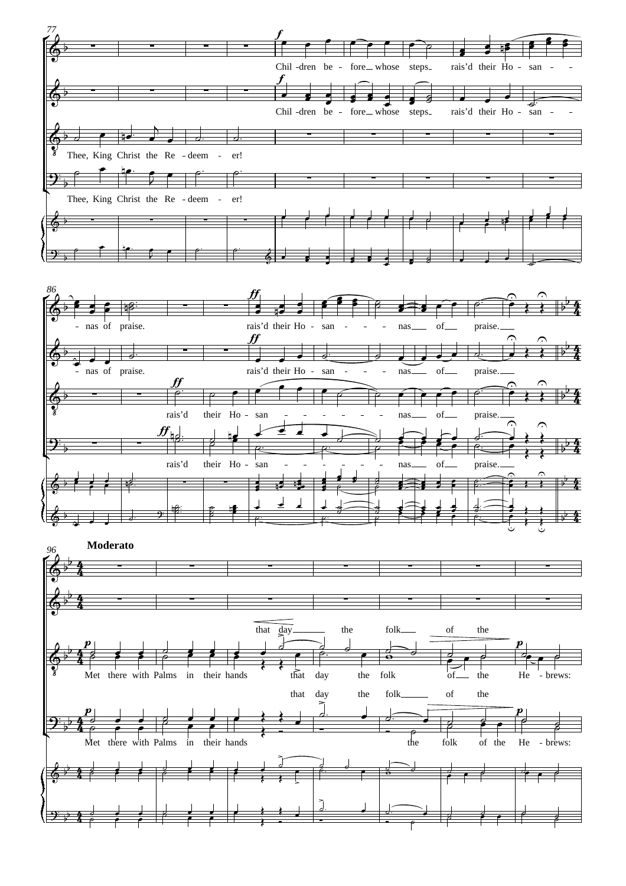77

Chil - dren be - fore whose steps rais'd their Ho - san - - - nas of praise.

Thee, King Christ the Re - deem - er!

86

rais'd their Ho - san - - - - nas of praise.

rais'd their Ho - san - - - - - - nas of praise.

96

**Moderato**

that day the folk of the

Met there with Palms in their hands that day the folk of the He - brews:

that day the folk of the

Met there with Palms in their hands the folk of the He - brews: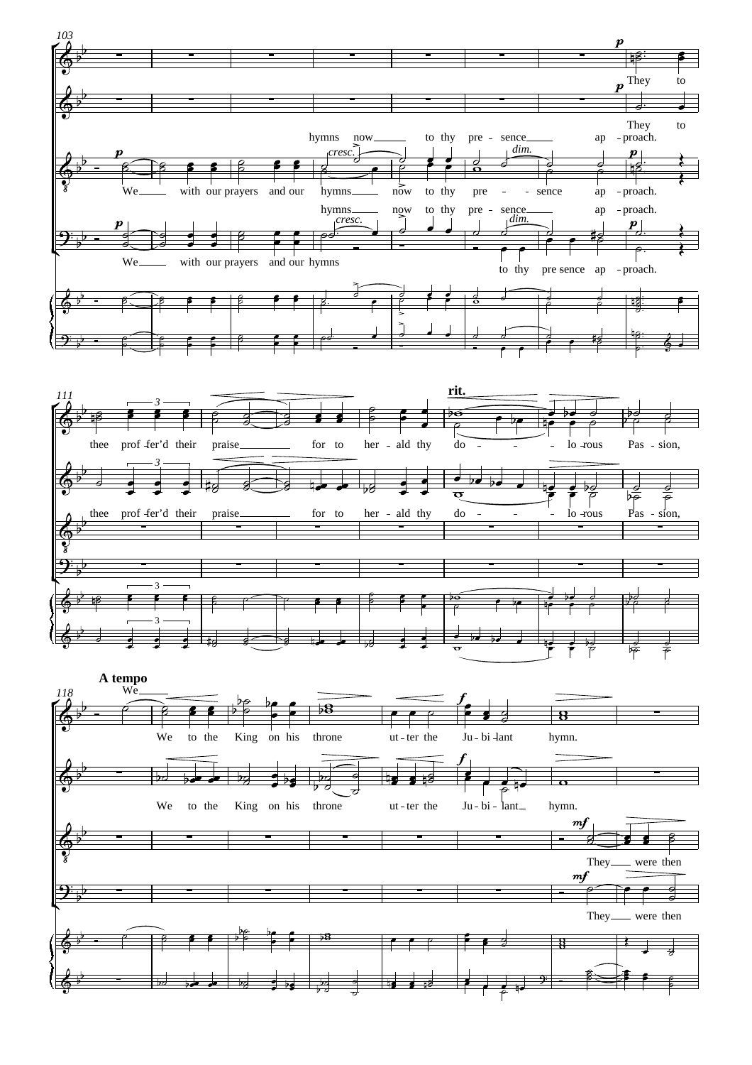103

*p*

They to

They to

hymns now to thy pre - sence ap - proach.

*cresc.* *dim.* *p*

We with our prayers and our hymns now to thy pre - - sence ap - proach.

hymns now to thy pre - sence ap - proach.

*cresc.* *dim.* *p*

We with our prayers and our hymns to thy pre sence ap - proach.

111

**rit.**

thee prof - fer'd their praise for to her - ald thy do - - - lo - rous Pas - sion,

thee prof - fer'd their praise for to her - ald thy do - - - lo - rous Pas - sion,

118

**A tempo**

We

We to the King on his throne ut - ter the Ju - bi - lant hymn.

*f*

We to the King on his throne ut - ter the Ju - bi - lant hymn.

*mf*

They were then

*mf*

They were then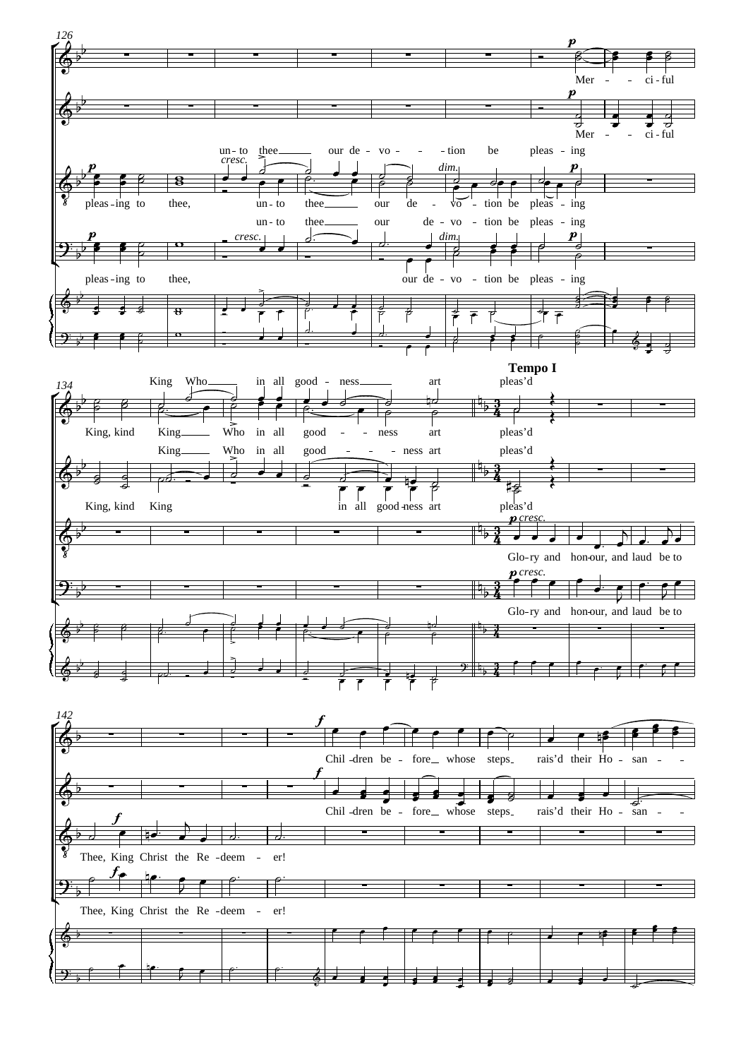126

Mer - - ci - ful

Mer - - ci - ful

un - to thee our de - vo - - - tion be pleas - ing

pleas - ing to thee, un - to thee our de - vo - tion be pleas - ing

un - to thee our de - vo - tion be pleas - ing

pleas - ing to thee, our de - vo - tion be pleas - ing

134

King Who in all good - ness art pleas'd

**Tempo I**

King, kind King Who in all good - - ness art pleas'd

King Who in all good - - - ness art pleas'd

King, kind King in all good - ness art pleas'd

Glo - ry and hon - our, and laud be to

Glo - ry and hon - our, and laud be to

142

Chil - dren be - fore whose steps rais'd their Ho - san - - -

Chil - dren be - fore whose steps rais'd their Ho - san - - -

Thee, King Christ the Re - deem - er!

Thee, King Christ the Re - deem - er!